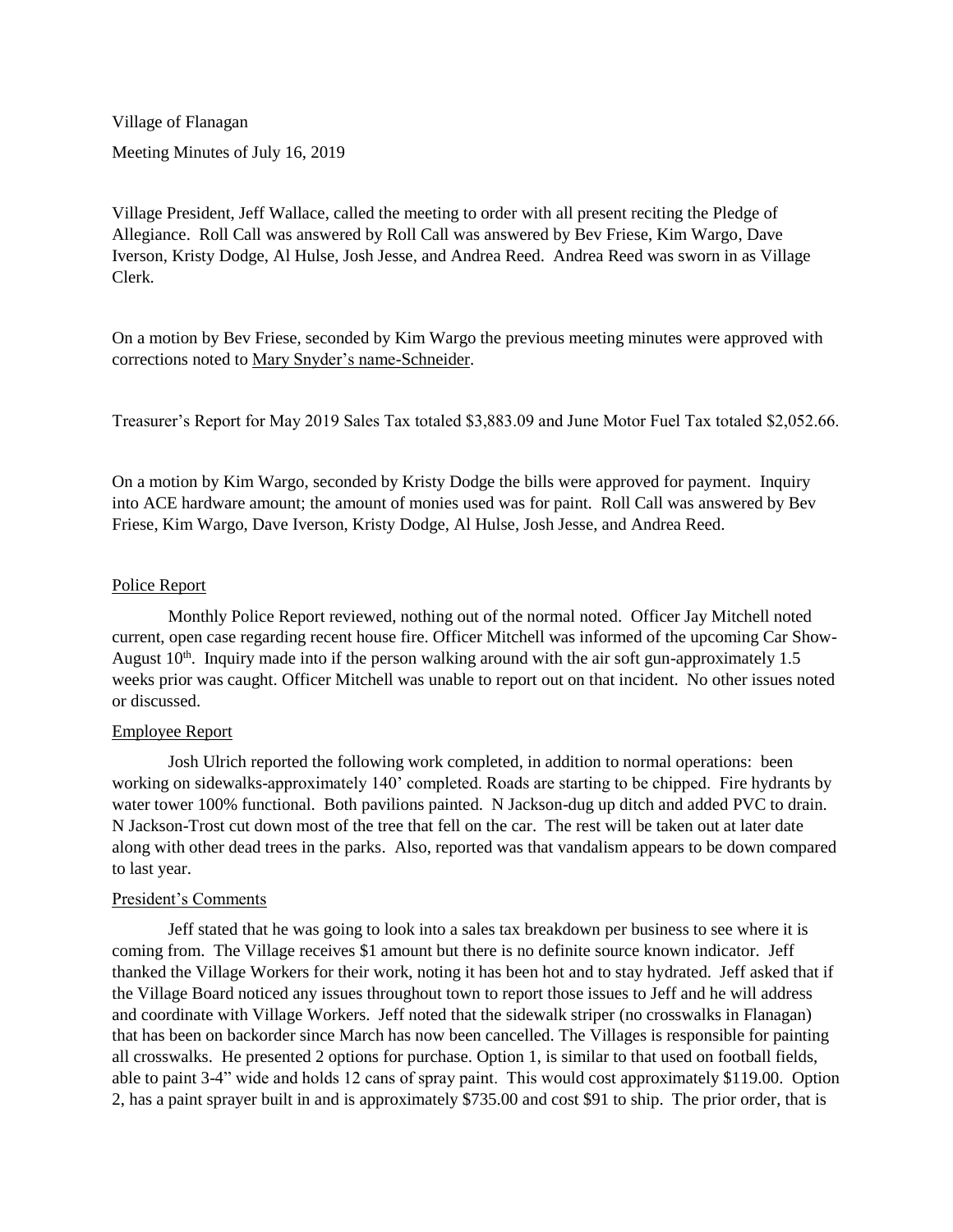Village of Flanagan

Meeting Minutes of July 16, 2019

Village President, Jeff Wallace, called the meeting to order with all present reciting the Pledge of Allegiance. Roll Call was answered by Roll Call was answered by Bev Friese, Kim Wargo, Dave Iverson, Kristy Dodge, Al Hulse, Josh Jesse, and Andrea Reed. Andrea Reed was sworn in as Village Clerk.

On a motion by Bev Friese, seconded by Kim Wargo the previous meeting minutes were approved with corrections noted to <u>Mary Snyder's name-Schneider</u>.

Treasurer's Report for May 2019 Sales Tax totaled $3,883.09 and June Motor Fuel Tax totaled $2,052.66.

On a motion by Kim Wargo, seconded by Kristy Dodge the bills were approved for payment. Inquiry into ACE hardware amount; the amount of monies used was for paint. Roll Call was answered by Bev Friese, Kim Wargo, Dave Iverson, Kristy Dodge, Al Hulse, Josh Jesse, and Andrea Reed.

<u>Police Report</u>

Monthly Police Report reviewed, nothing out of the normal noted. Officer Jay Mitchell noted current, open case regarding recent house fire. Officer Mitchell was informed of the upcoming Car Show-August 10th. Inquiry made into if the person walking around with the air soft gun-approximately 1.5 weeks prior was caught. Officer Mitchell was unable to report out on that incident. No other issues noted or discussed.

<u>Employee Report</u>

Josh Ulrich reported the following work completed, in addition to normal operations: been working on sidewalks-approximately 140' completed. Roads are starting to be chipped. Fire hydrants by water tower 100% functional. Both pavilions painted. N Jackson-dug up ditch and added PVC to drain. N Jackson-Trost cut down most of the tree that fell on the car. The rest will be taken out at later date along with other dead trees in the parks. Also, reported was that vandalism appears to be down compared to last year.

<u>President's Comments</u>

Jeff stated that he was going to look into a sales tax breakdown per business to see where it is coming from. The Village receives $1 amount but there is no definite source known indicator. Jeff thanked the Village Workers for their work, noting it has been hot and to stay hydrated. Jeff asked that if the Village Board noticed any issues throughout town to report those issues to Jeff and he will address and coordinate with Village Workers. Jeff noted that the sidewalk striper (no crosswalks in Flanagan) that has been on backorder since March has now been cancelled. The Villages is responsible for painting all crosswalks. He presented 2 options for purchase. Option 1, is similar to that used on football fields, able to paint 3-4" wide and holds 12 cans of spray paint. This would cost approximately $119.00. Option 2, has a paint sprayer built in and is approximately $735.00 and cost $91 to ship. The prior order, that is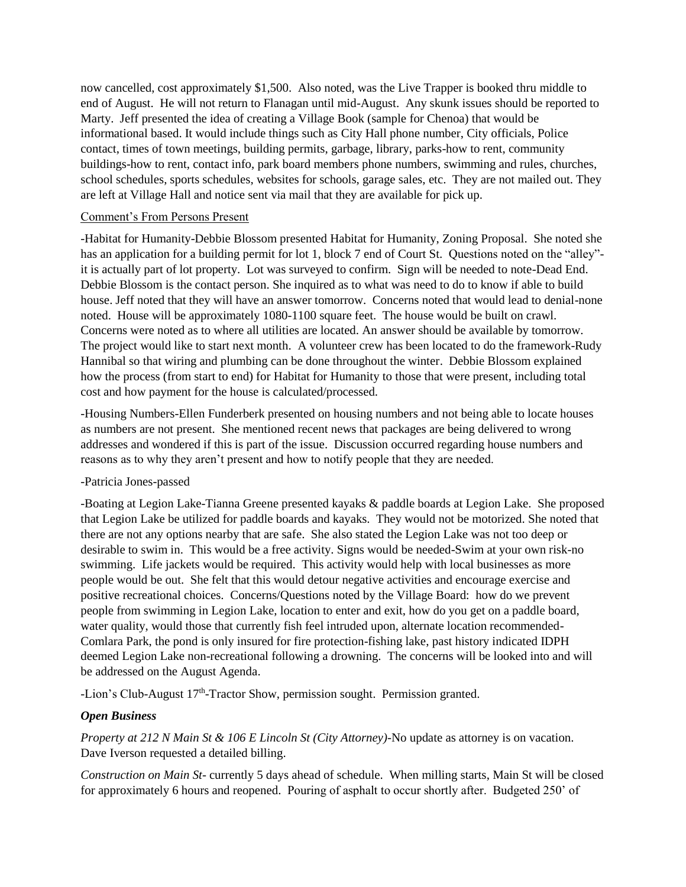now cancelled, cost approximately $1,500. Also noted, was the Live Trapper is booked thru middle to end of August. He will not return to Flanagan until mid-August. Any skunk issues should be reported to Marty. Jeff presented the idea of creating a Village Book (sample for Chenoa) that would be informational based. It would include things such as City Hall phone number, City officials, Police contact, times of town meetings, building permits, garbage, library, parks-how to rent, community buildings-how to rent, contact info, park board members phone numbers, swimming and rules, churches, school schedules, sports schedules, websites for schools, garage sales, etc. They are not mailed out. They are left at Village Hall and notice sent via mail that they are available for pick up.

<u>Comment's From Persons Present</u>

-Habitat for Humanity-Debbie Blossom presented Habitat for Humanity, Zoning Proposal. She noted she has an application for a building permit for lot 1, block 7 end of Court St. Questions noted on the "alley"-it is actually part of lot property. Lot was surveyed to confirm. Sign will be needed to note-Dead End. Debbie Blossom is the contact person. She inquired as to what was need to do to know if able to build house. Jeff noted that they will have an answer tomorrow. Concerns noted that would lead to denial-none noted. House will be approximately 1080-1100 square feet. The house would be built on crawl. Concerns were noted as to where all utilities are located. An answer should be available by tomorrow. The project would like to start next month. A volunteer crew has been located to do the framework-Rudy Hannibal so that wiring and plumbing can be done throughout the winter. Debbie Blossom explained how the process (from start to end) for Habitat for Humanity to those that were present, including total cost and how payment for the house is calculated/processed.

-Housing Numbers-Ellen Funderberk presented on housing numbers and not being able to locate houses as numbers are not present. She mentioned recent news that packages are being delivered to wrong addresses and wondered if this is part of the issue. Discussion occurred regarding house numbers and reasons as to why they aren't present and how to notify people that they are needed.

-Patricia Jones-passed

-Boating at Legion Lake-Tianna Greene presented kayaks & paddle boards at Legion Lake. She proposed that Legion Lake be utilized for paddle boards and kayaks. They would not be motorized. She noted that there are not any options nearby that are safe. She also stated the Legion Lake was not too deep or desirable to swim in. This would be a free activity. Signs would be needed-Swim at your own risk-no swimming. Life jackets would be required. This activity would help with local businesses as more people would be out. She felt that this would detour negative activities and encourage exercise and positive recreational choices. Concerns/Questions noted by the Village Board: how do we prevent people from swimming in Legion Lake, location to enter and exit, how do you get on a paddle board, water quality, would those that currently fish feel intruded upon, alternate location recommended-Comlara Park, the pond is only insured for fire protection-fishing lake, past history indicated IDPH deemed Legion Lake non-recreational following a drowning. The concerns will be looked into and will be addressed on the August Agenda.

-Lion's Club-August 17th-Tractor Show, permission sought. Permission granted.

***Open Business***

*Property at 212 N Main St & 106 E Lincoln St (City Attorney)*-No update as attorney is on vacation. Dave Iverson requested a detailed billing.

*Construction on Main St*- currently 5 days ahead of schedule. When milling starts, Main St will be closed for approximately 6 hours and reopened. Pouring of asphalt to occur shortly after. Budgeted 250' of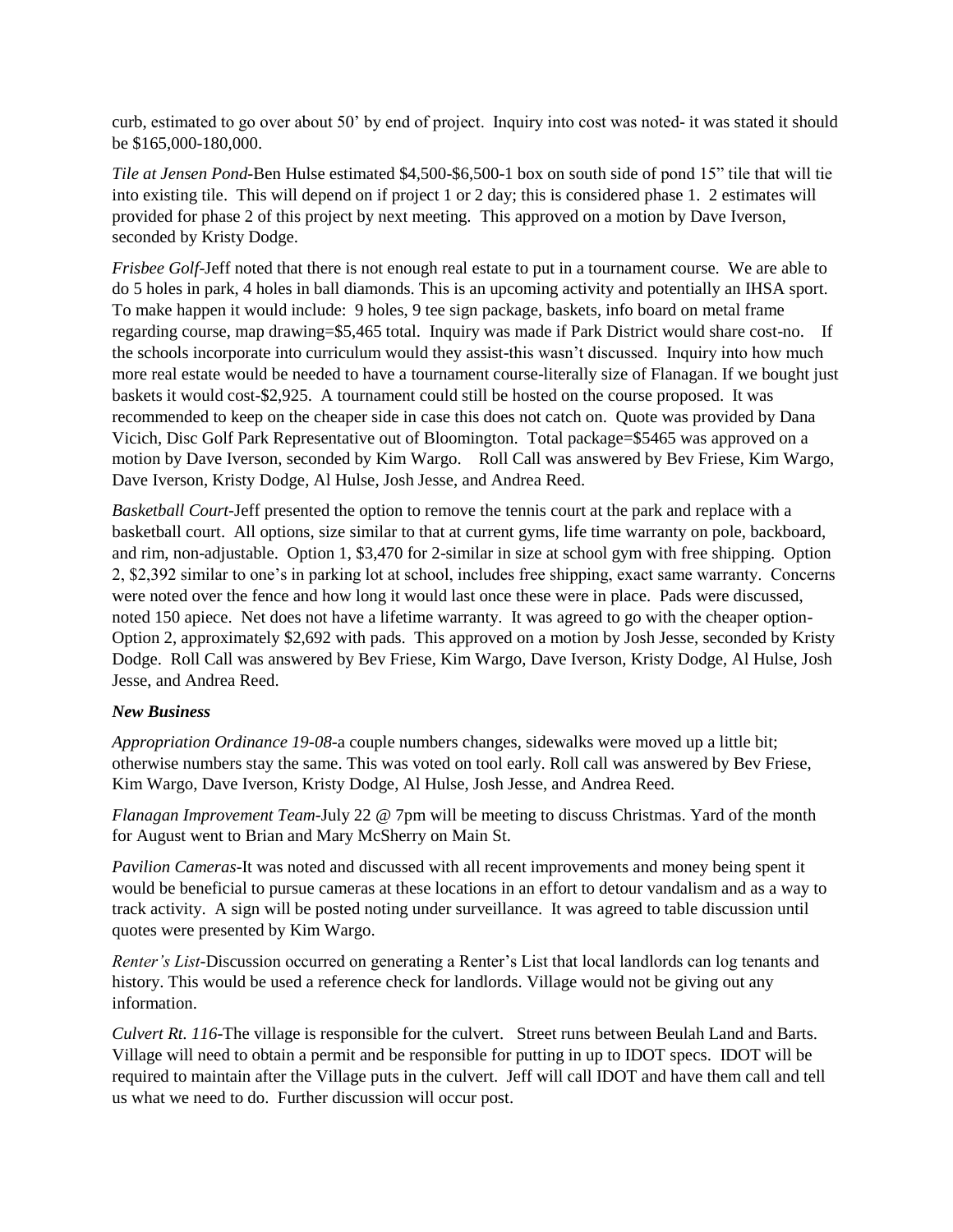curb, estimated to go over about 50' by end of project. Inquiry into cost was noted- it was stated it should be $165,000-180,000.

*Tile at Jensen Pond*-Ben Hulse estimated $4,500-$6,500-1 box on south side of pond 15" tile that will tie into existing tile. This will depend on if project 1 or 2 day; this is considered phase 1. 2 estimates will provided for phase 2 of this project by next meeting. This approved on a motion by Dave Iverson, seconded by Kristy Dodge.

*Frisbee Golf*-Jeff noted that there is not enough real estate to put in a tournament course. We are able to do 5 holes in park, 4 holes in ball diamonds. This is an upcoming activity and potentially an IHSA sport. To make happen it would include: 9 holes, 9 tee sign package, baskets, info board on metal frame regarding course, map drawing=$5,465 total. Inquiry was made if Park District would share cost-no. If the schools incorporate into curriculum would they assist-this wasn't discussed. Inquiry into how much more real estate would be needed to have a tournament course-literally size of Flanagan. If we bought just baskets it would cost-$2,925. A tournament could still be hosted on the course proposed. It was recommended to keep on the cheaper side in case this does not catch on. Quote was provided by Dana Vicich, Disc Golf Park Representative out of Bloomington. Total package=$5465 was approved on a motion by Dave Iverson, seconded by Kim Wargo. Roll Call was answered by Bev Friese, Kim Wargo, Dave Iverson, Kristy Dodge, Al Hulse, Josh Jesse, and Andrea Reed.

*Basketball Court*-Jeff presented the option to remove the tennis court at the park and replace with a basketball court. All options, size similar to that at current gyms, life time warranty on pole, backboard, and rim, non-adjustable. Option 1, $3,470 for 2-similar in size at school gym with free shipping. Option 2, $2,392 similar to one's in parking lot at school, includes free shipping, exact same warranty. Concerns were noted over the fence and how long it would last once these were in place. Pads were discussed, noted 150 apiece. Net does not have a lifetime warranty. It was agreed to go with the cheaper option-Option 2, approximately $2,692 with pads. This approved on a motion by Josh Jesse, seconded by Kristy Dodge. Roll Call was answered by Bev Friese, Kim Wargo, Dave Iverson, Kristy Dodge, Al Hulse, Josh Jesse, and Andrea Reed.

***New Business***

*Appropriation Ordinance 19-08*-a couple numbers changes, sidewalks were moved up a little bit; otherwise numbers stay the same. This was voted on tool early. Roll call was answered by Bev Friese, Kim Wargo, Dave Iverson, Kristy Dodge, Al Hulse, Josh Jesse, and Andrea Reed.

*Flanagan Improvement Team*-July 22 @ 7pm will be meeting to discuss Christmas. Yard of the month for August went to Brian and Mary McSherry on Main St.

*Pavilion Cameras*-It was noted and discussed with all recent improvements and money being spent it would be beneficial to pursue cameras at these locations in an effort to detour vandalism and as a way to track activity. A sign will be posted noting under surveillance. It was agreed to table discussion until quotes were presented by Kim Wargo.

*Renter's List*-Discussion occurred on generating a Renter's List that local landlords can log tenants and history. This would be used a reference check for landlords. Village would not be giving out any information.

*Culvert Rt. 116*-The village is responsible for the culvert. Street runs between Beulah Land and Barts. Village will need to obtain a permit and be responsible for putting in up to IDOT specs. IDOT will be required to maintain after the Village puts in the culvert. Jeff will call IDOT and have them call and tell us what we need to do. Further discussion will occur post.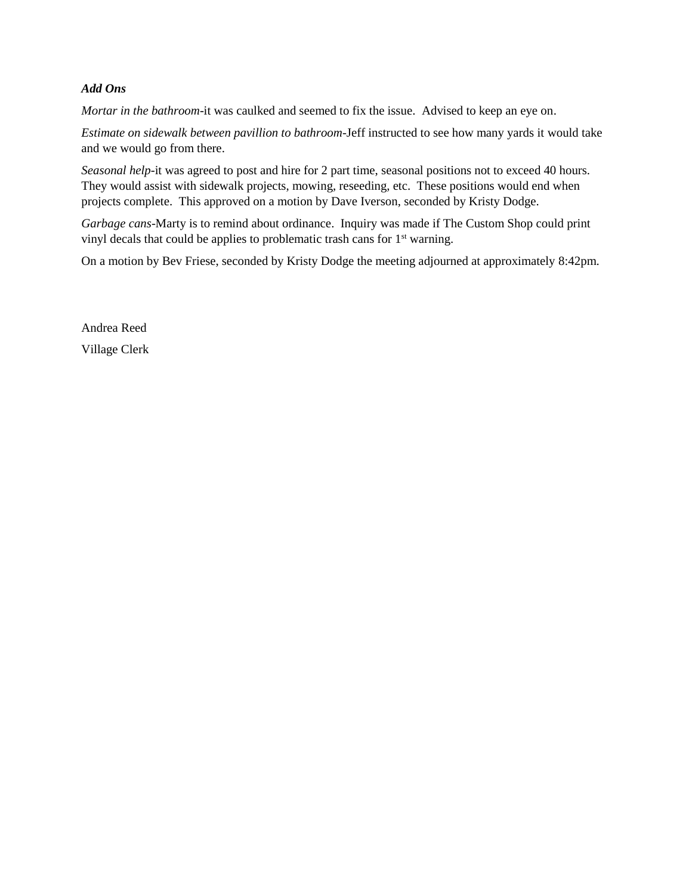***Add Ons***

*Mortar in the bathroom*-it was caulked and seemed to fix the issue. Advised to keep an eye on.

*Estimate on sidewalk between pavillion to bathroom*-Jeff instructed to see how many yards it would take and we would go from there.

*Seasonal help*-it was agreed to post and hire for 2 part time, seasonal positions not to exceed 40 hours. They would assist with sidewalk projects, mowing, reseeding, etc. These positions would end when projects complete. This approved on a motion by Dave Iverson, seconded by Kristy Dodge.

*Garbage cans*-Marty is to remind about ordinance. Inquiry was made if The Custom Shop could print vinyl decals that could be applies to problematic trash cans for 1st warning.

On a motion by Bev Friese, seconded by Kristy Dodge the meeting adjourned at approximately 8:42pm.

Andrea Reed

Village Clerk